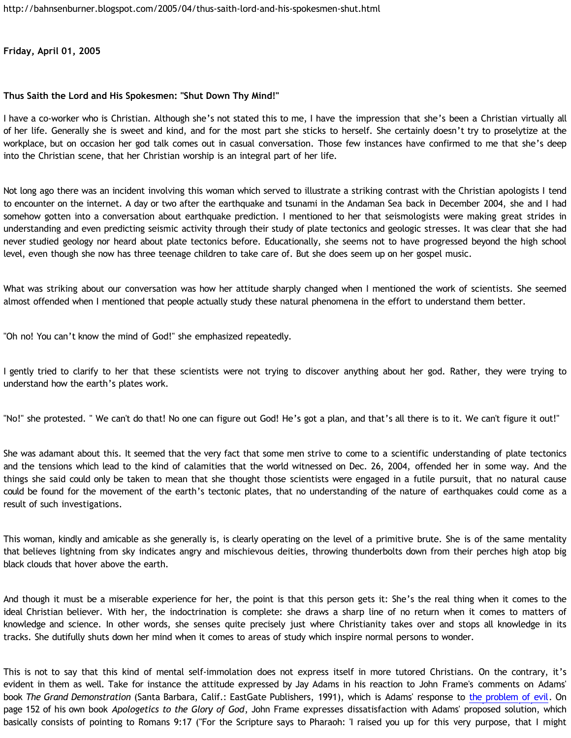http://bahnsenburner.blogspot.com/2005/04/thus-saith-lord-and-his-spokesmen-shut.html

**Friday, April 01, 2005**

**Thus Saith the Lord and His Spokesmen: "Shut Down Thy Mind!"**

I have a co-worker who is Christian. Although she's not stated this to me, I have the impression that she's been a Christian virtually all of her life. Generally she is sweet and kind, and for the most part she sticks to herself. She certainly doesn't try to proselytize at the workplace, but on occasion her god talk comes out in casual conversation. Those few instances have confirmed to me that she's deep into the Christian scene, that her Christian worship is an integral part of her life.

Not long ago there was an incident involving this woman which served to illustrate a striking contrast with the Christian apologists I tend to encounter on the internet. A day or two after the earthquake and tsunami in the Andaman Sea back in December 2004, she and I had somehow gotten into a conversation about earthquake prediction. I mentioned to her that seismologists were making great strides in understanding and even predicting seismic activity through their study of plate tectonics and geologic stresses. It was clear that she had never studied geology nor heard about plate tectonics before. Educationally, she seems not to have progressed beyond the high school level, even though she now has three teenage children to take care of. But she does seem up on her gospel music.

What was striking about our conversation was how her attitude sharply changed when I mentioned the work of scientists. She seemed almost offended when I mentioned that people actually study these natural phenomena in the effort to understand them better.

"Oh no! You can't know the mind of God!" she emphasized repeatedly.

I gently tried to clarify to her that these scientists were not trying to discover anything about her god. Rather, they were trying to understand how the earth's plates work.

"No!" she protested. " We can't do that! No one can figure out God! He's got a plan, and that's all there is to it. We can't figure it out!"

She was adamant about this. It seemed that the very fact that some men strive to come to a scientific understanding of plate tectonics and the tensions which lead to the kind of calamities that the world witnessed on Dec. 26, 2004, offended her in some way. And the things she said could only be taken to mean that she thought those scientists were engaged in a futile pursuit, that no natural cause could be found for the movement of the earth's tectonic plates, that no understanding of the nature of earthquakes could come as a result of such investigations.

This woman, kindly and amicable as she generally is, is clearly operating on the level of a primitive brute. She is of the same mentality that believes lightning from sky indicates angry and mischievous deities, throwing thunderbolts down from their perches high atop big black clouds that hover above the earth.

And though it must be a miserable experience for her, the point is that this person gets it: She's the real thing when it comes to the ideal Christian believer. With her, the indoctrination is complete: she draws a sharp line of no return when it comes to matters of knowledge and science. In other words, she senses quite precisely just where Christianity takes over and stops all knowledge in its tracks. She dutifully shuts down her mind when it comes to areas of study which inspire normal persons to wonder.

This is not to say that this kind of mental self-immolation does not express itself in more tutored Christians. On the contrary, it's evident in them as well. Take for instance the attitude expressed by Jay Adams in his reaction to John Frame's comments on Adams' book *The Grand Demonstration* (Santa Barbara, Calif.: EastGate Publishers, 1991), which is Adams' response to [the problem of evil](). On page 152 of his own book *Apologetics to the Glory of God*, John Frame expresses dissatisfaction with Adams' proposed solution, which basically consists of pointing to Romans 9:17 ("For the Scripture says to Pharaoh: 'I raised you up for this very purpose, that I might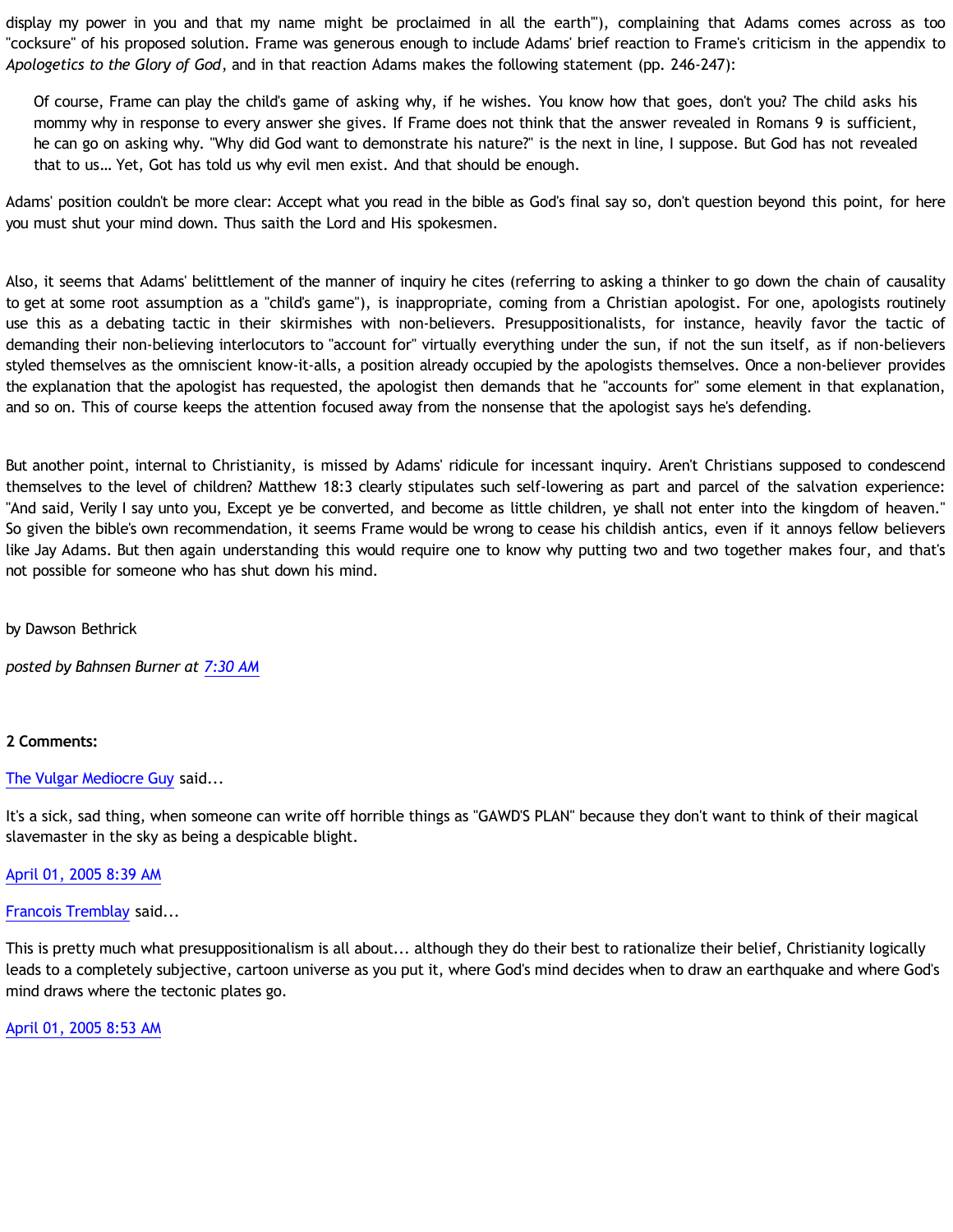display my power in you and that my name might be proclaimed in all the earth'"), complaining that Adams comes across as too "cocksure" of his proposed solution. Frame was generous enough to include Adams' brief reaction to Frame's criticism in the appendix to *Apologetics to the Glory of God*, and in that reaction Adams makes the following statement (pp. 246-247):

> Of course, Frame can play the child's game of asking why, if he wishes. You know how that goes, don't you? The child asks his mommy why in response to every answer she gives. If Frame does not think that the answer revealed in Romans 9 is sufficient, he can go on asking why. "Why did God want to demonstrate his nature?" is the next in line, I suppose. But God has not revealed that to us… Yet, Got has told us why evil men exist. And that should be enough.

Adams' position couldn't be more clear: Accept what you read in the bible as God's final say so, don't question beyond this point, for here you must shut your mind down. Thus saith the Lord and His spokesmen.

Also, it seems that Adams' belittlement of the manner of inquiry he cites (referring to asking a thinker to go down the chain of causality to get at some root assumption as a "child's game"), is inappropriate, coming from a Christian apologist. For one, apologists routinely use this as a debating tactic in their skirmishes with non-believers. Presuppositionalists, for instance, heavily favor the tactic of demanding their non-believing interlocutors to "account for" virtually everything under the sun, if not the sun itself, as if non-believers styled themselves as the omniscient know-it-alls, a position already occupied by the apologists themselves. Once a non-believer provides the explanation that the apologist has requested, the apologist then demands that he "accounts for" some element in that explanation, and so on. This of course keeps the attention focused away from the nonsense that the apologist says he's defending.

But another point, internal to Christianity, is missed by Adams' ridicule for incessant inquiry. Aren't Christians supposed to condescend themselves to the level of children? Matthew 18:3 clearly stipulates such self-lowering as part and parcel of the salvation experience: "And said, Verily I say unto you, Except ye be converted, and become as little children, ye shall not enter into the kingdom of heaven." So given the bible's own recommendation, it seems Frame would be wrong to cease his childish antics, even if it annoys fellow believers like Jay Adams. But then again understanding this would require one to know why putting two and two together makes four, and that's not possible for someone who has shut down his mind.

by Dawson Bethrick

*posted by Bahnsen Burner at 7:30 AM*

**2 Comments:**

The Vulgar Mediocre Guy said...

It's a sick, sad thing, when someone can write off horrible things as "GAWD'S PLAN" because they don't want to think of their magical slavemaster in the sky as being a despicable blight.

April 01, 2005 8:39 AM

Francois Tremblay said...

This is pretty much what presuppositionalism is all about... although they do their best to rationalize their belief, Christianity logically leads to a completely subjective, cartoon universe as you put it, where God's mind decides when to draw an earthquake and where God's mind draws where the tectonic plates go.

April 01, 2005 8:53 AM